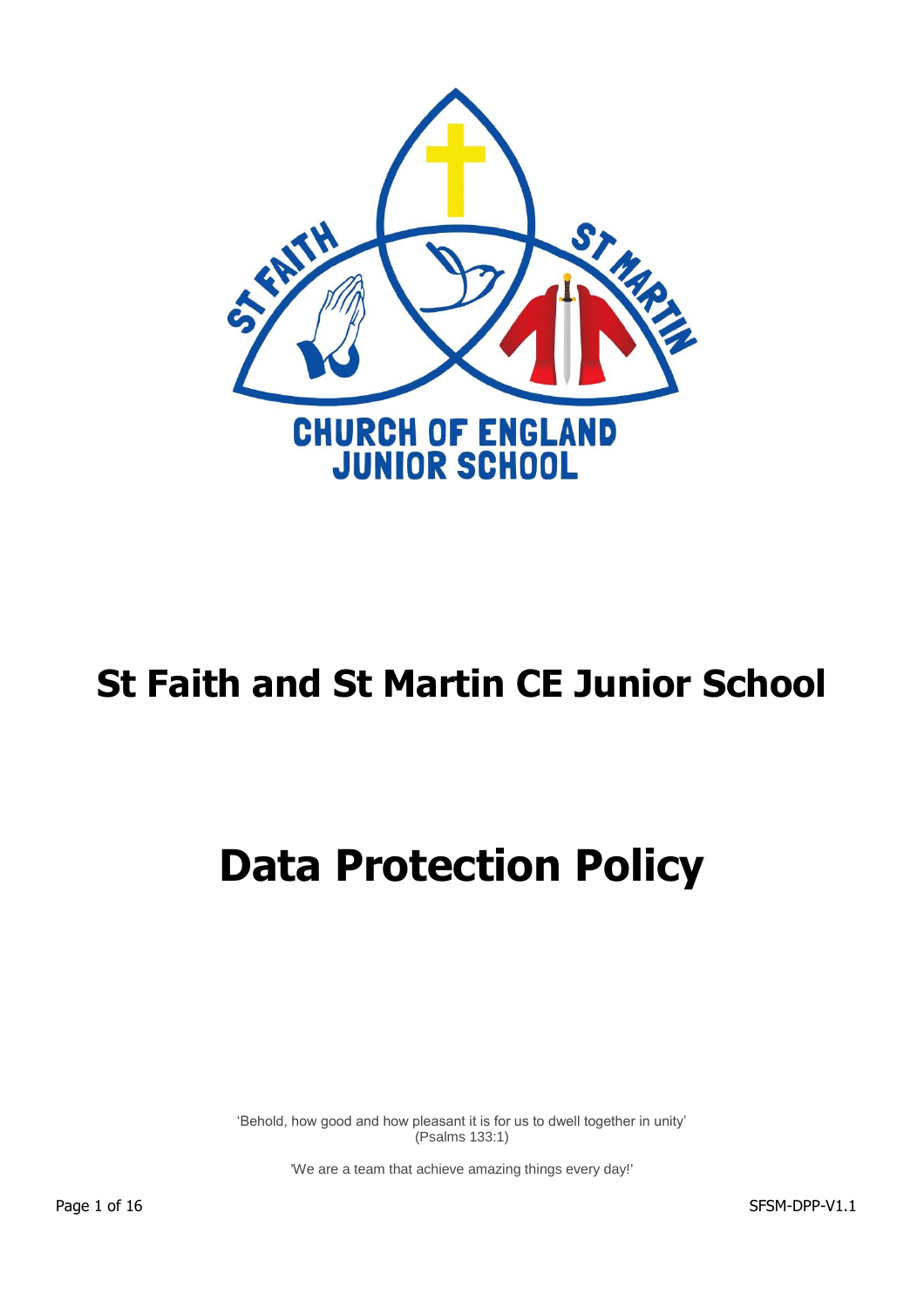# St Faith and St Martin CE Junior School

# Data Protection Policy

'Behold, how good and how pleasant it is for us to dwell together in unity'
(Psalms 133:1)

'We are a team that achieve amazing things every day!'

SFSM-DPP-V1.1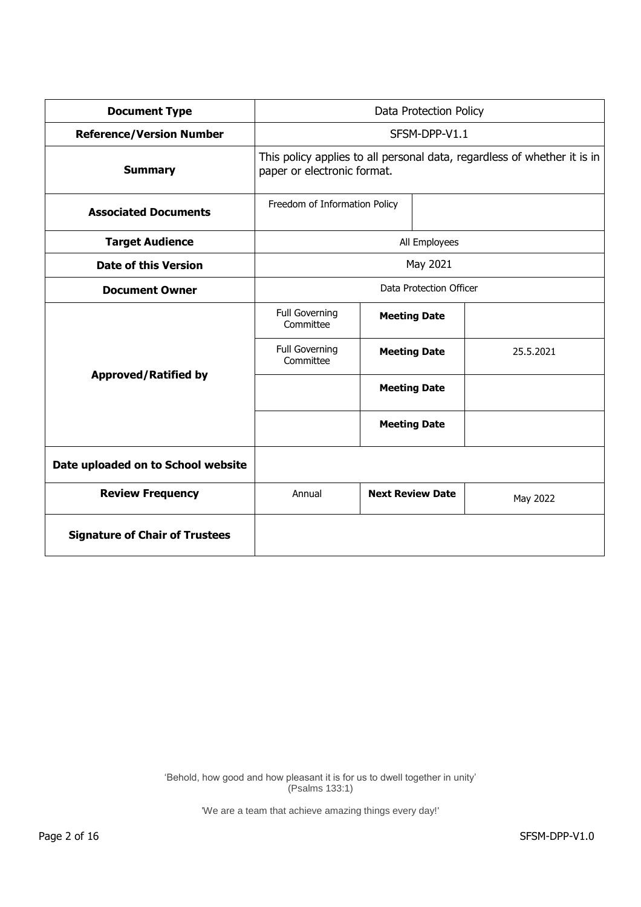| Document Type | Data Protection Policy | | |
|---|---|---|---|
| **Reference/Version Number** | SFSM-DPP-V1.1 | | |
| **Summary** | This policy applies to all personal data, regardless of whether it is in paper or electronic format. | | |
| **Associated Documents** | Freedom of Information Policy | | |
| **Target Audience** | All Employees | | |
| **Date of this Version** | May 2021 | | |
| **Document Owner** | Data Protection Officer | | |
| **Approved/Ratified by** | Full Governing Committee | **Meeting Date** | |
| | Full Governing Committee | **Meeting Date** | 25.5.2021 |
| | | **Meeting Date** | |
| | | **Meeting Date** | |
| **Date uploaded on to School website** | | | |
| **Review Frequency** | Annual | **Next Review Date** | May 2022 |
| **Signature of Chair of Trustees** | | | |

'Behold, how good and how pleasant it is for us to dwell together in unity'
(Psalms 133:1)

'We are a team that achieve amazing things every day!'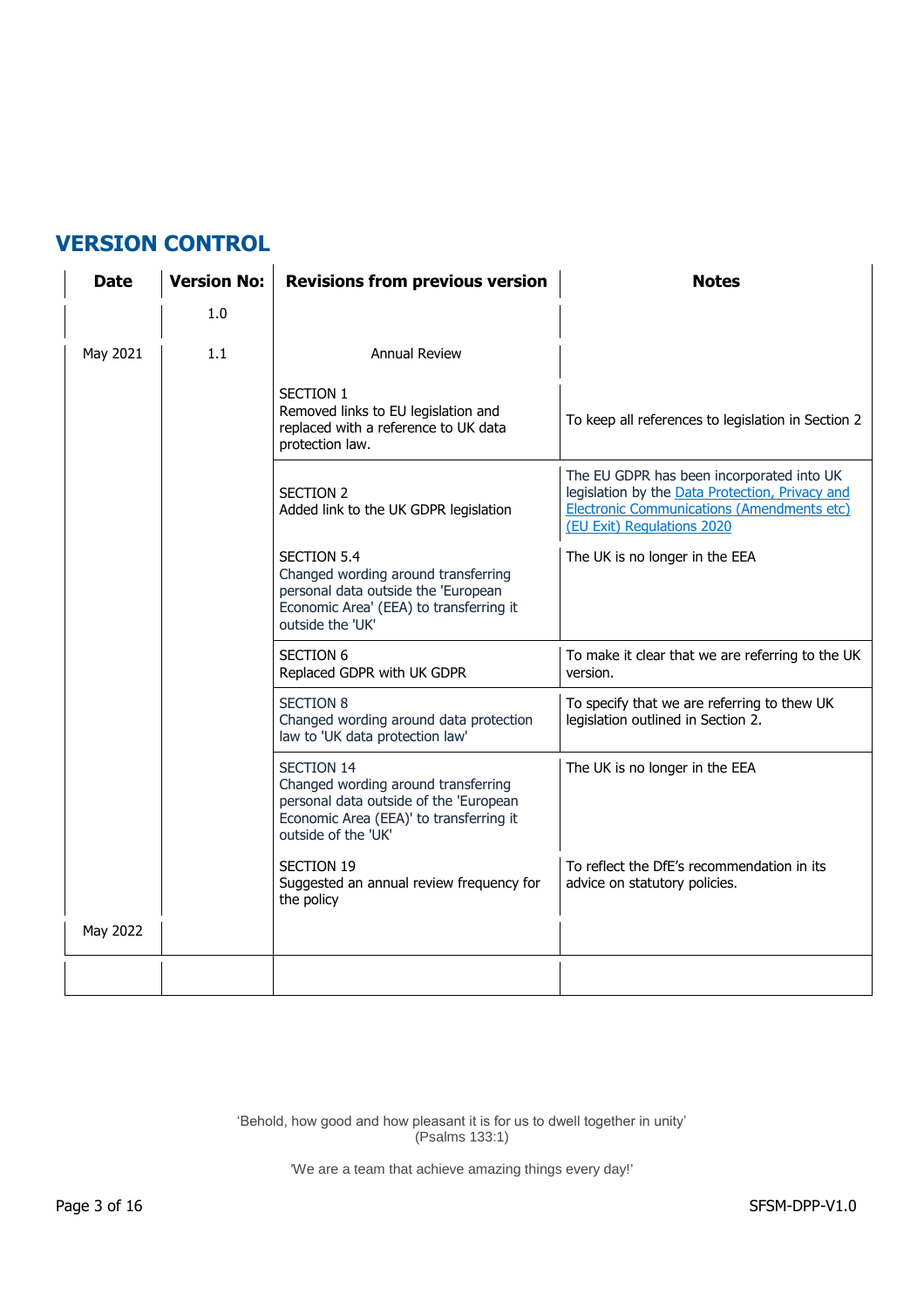## VERSION CONTROL

| Date | Version No: | Revisions from previous version | Notes |
|---|---|---|---|
| | 1.0 | | |
| May 2021 | 1.1 | Annual Review | |
| | | SECTION 1<br>Removed links to EU legislation and replaced with a reference to UK data protection law. | To keep all references to legislation in Section 2 |
| | | SECTION 2<br>Added link to the UK GDPR legislation | The EU GDPR has been incorporated into UK legislation by the Data Protection, Privacy and Electronic Communications (Amendments etc) (EU Exit) Regulations 2020 |
| | | SECTION 5.4<br>Changed wording around transferring personal data outside the 'European Economic Area' (EEA) to transferring it outside the 'UK' | The UK is no longer in the EEA |
| | | SECTION 6<br>Replaced GDPR with UK GDPR | To make it clear that we are referring to the UK version. |
| | | SECTION 8<br>Changed wording around data protection law to 'UK data protection law' | To specify that we are referring to thew UK legislation outlined in Section 2. |
| | | SECTION 14<br>Changed wording around transferring personal data outside of the 'European Economic Area (EEA)' to transferring it outside of the 'UK' | The UK is no longer in the EEA |
| | | SECTION 19<br>Suggested an annual review frequency for the policy | To reflect the DfE's recommendation in its advice on statutory policies. |
| May 2022 | | | |
| | | | |

'Behold, how good and how pleasant it is for us to dwell together in unity'
(Psalms 133:1)

'We are a team that achieve amazing things every day!'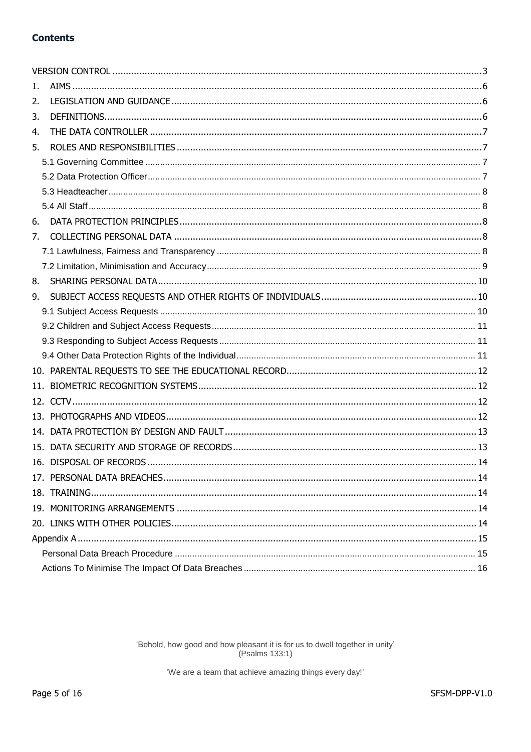**Contents**

VERSION CONTROL ........................................................................................................................................3
1. AIMS .......................................................................................................................................................6
2. LEGISLATION AND GUIDANCE ..................................................................................................................6
3. DEFINITIONS...........................................................................................................................................6
4. THE DATA CONTROLLER ..........................................................................................................................7
5. ROLES AND RESPONSIBILITIES ................................................................................................................7
   5.1 Governing Committee ........................................................................................................................ 7
   5.2 Data Protection Officer........................................................................................................................ 7
   5.3 Headteacher........................................................................................................................................ 8
   5.4 All Staff ............................................................................................................................................... 8
6. DATA PROTECTION PRINCIPLES ...............................................................................................................8
7. COLLECTING PERSONAL DATA .................................................................................................................8
   7.1 Lawfulness, Fairness and Transparency ............................................................................................. 8
   7.2 Limitation, Minimisation and Accuracy ................................................................................................ 9
8. SHARING PERSONAL DATA......................................................................................................................10
9. SUBJECT ACCESS REQUESTS AND OTHER RIGHTS OF INDIVIDUALS ..........................................................10
   9.1 Subject Access Requests ................................................................................................................... 10
   9.2 Children and Subject Access Requests.............................................................................................. 11
   9.3 Responding to Subject Access Requests ........................................................................................... 11
   9.4 Other Data Protection Rights of the Individual .................................................................................... 11
10. PARENTAL REQUESTS TO SEE THE EDUCATIONAL RECORD......................................................................12
11. BIOMETRIC RECOGNITION SYSTEMS.......................................................................................................12
12. CCTV.....................................................................................................................................................12
13. PHOTOGRAPHS AND VIDEOS..................................................................................................................12
14. DATA PROTECTION BY DESIGN AND FAULT .............................................................................................13
15. DATA SECURITY AND STORAGE OF RECORDS ..........................................................................................13
16. DISPOSAL OF RECORDS .........................................................................................................................14
17. PERSONAL DATA BREACHES...................................................................................................................14
18. TRAINING..............................................................................................................................................14
19. MONITORING ARRANGEMENTS ..............................................................................................................14
20. LINKS WITH OTHER POLICIES.................................................................................................................14
Appendix A ...................................................................................................................................................15
   Personal Data Breach Procedure ......................................................................................................... 15
   Actions To Minimise The Impact Of Data Breaches ............................................................................. 16

'Behold, how good and how pleasant it is for us to dwell together in unity'
(Psalms 133:1)

'We are a team that achieve amazing things every day!'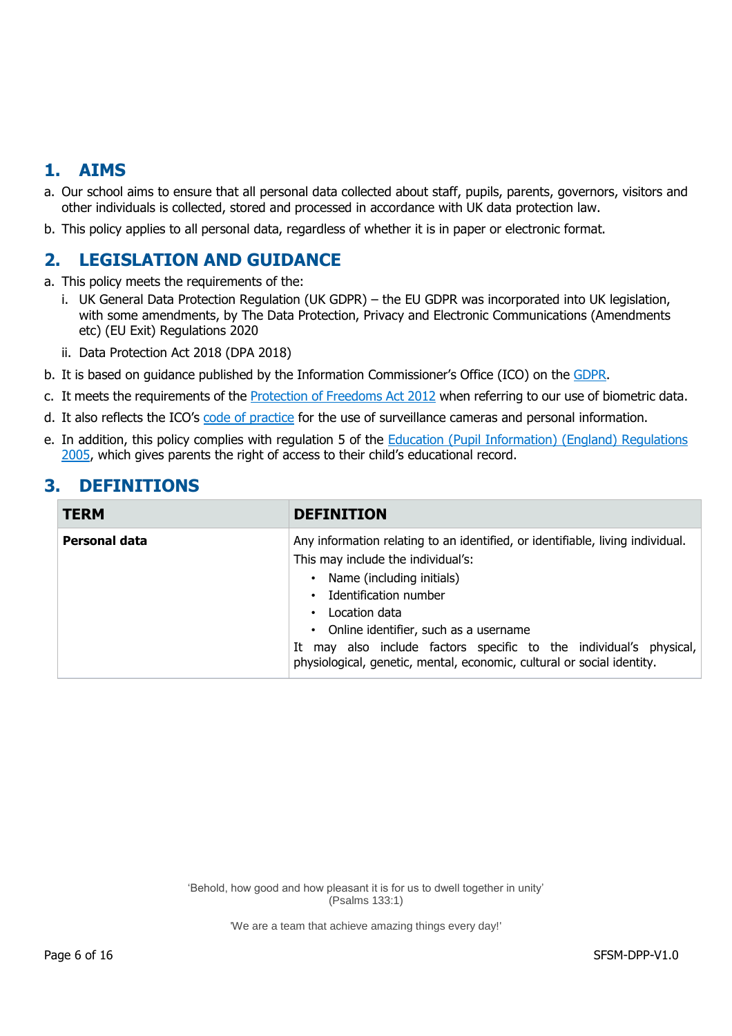## 1. AIMS

a. Our school aims to ensure that all personal data collected about staff, pupils, parents, governors, visitors and other individuals is collected, stored and processed in accordance with UK data protection law.

b. This policy applies to all personal data, regardless of whether it is in paper or electronic format.

## 2. LEGISLATION AND GUIDANCE

a. This policy meets the requirements of the:

   i. UK General Data Protection Regulation (UK GDPR) – the EU GDPR was incorporated into UK legislation, with some amendments, by The Data Protection, Privacy and Electronic Communications (Amendments etc) (EU Exit) Regulations 2020

   ii. Data Protection Act 2018 (DPA 2018)

b. It is based on guidance published by the Information Commissioner's Office (ICO) on the GDPR.

c. It meets the requirements of the Protection of Freedoms Act 2012 when referring to our use of biometric data.

d. It also reflects the ICO's code of practice for the use of surveillance cameras and personal information.

e. In addition, this policy complies with regulation 5 of the Education (Pupil Information) (England) Regulations 2005, which gives parents the right of access to their child's educational record.

## 3. DEFINITIONS

| TERM | DEFINITION |
|---|---|
| **Personal data** | Any information relating to an identified, or identifiable, living individual.<br>This may include the individual's:<br>• Name (including initials)<br>• Identification number<br>• Location data<br>• Online identifier, such as a username<br>It may also include factors specific to the individual's physical, physiological, genetic, mental, economic, cultural or social identity. |

'Behold, how good and how pleasant it is for us to dwell together in unity' (Psalms 133:1)

'We are a team that achieve amazing things every day!'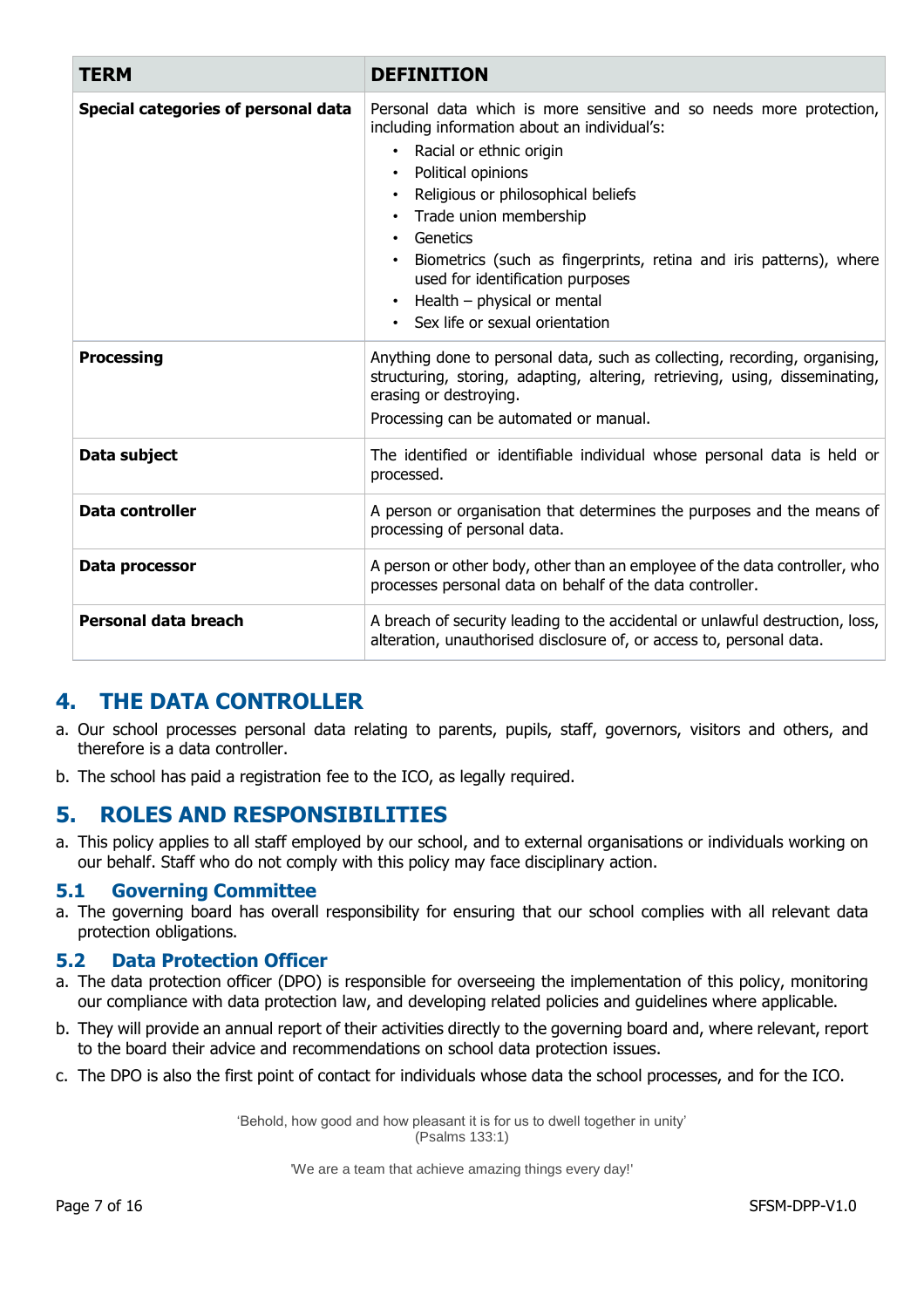| TERM | DEFINITION |
|---|---|
| **Special categories of personal data** | Personal data which is more sensitive and so needs more protection, including information about an individual's:<br>• Racial or ethnic origin<br>• Political opinions<br>• Religious or philosophical beliefs<br>• Trade union membership<br>• Genetics<br>• Biometrics (such as fingerprints, retina and iris patterns), where used for identification purposes<br>• Health – physical or mental<br>• Sex life or sexual orientation |
| **Processing** | Anything done to personal data, such as collecting, recording, organising, structuring, storing, adapting, altering, retrieving, using, disseminating, erasing or destroying.<br>Processing can be automated or manual. |
| **Data subject** | The identified or identifiable individual whose personal data is held or processed. |
| **Data controller** | A person or organisation that determines the purposes and the means of processing of personal data. |
| **Data processor** | A person or other body, other than an employee of the data controller, who processes personal data on behalf of the data controller. |
| **Personal data breach** | A breach of security leading to the accidental or unlawful destruction, loss, alteration, unauthorised disclosure of, or access to, personal data. |

## 4. THE DATA CONTROLLER

a. Our school processes personal data relating to parents, pupils, staff, governors, visitors and others, and therefore is a data controller.

b. The school has paid a registration fee to the ICO, as legally required.

## 5. ROLES AND RESPONSIBILITIES

a. This policy applies to all staff employed by our school, and to external organisations or individuals working on our behalf. Staff who do not comply with this policy may face disciplinary action.

### 5.1 Governing Committee

a. The governing board has overall responsibility for ensuring that our school complies with all relevant data protection obligations.

### 5.2 Data Protection Officer

a. The data protection officer (DPO) is responsible for overseeing the implementation of this policy, monitoring our compliance with data protection law, and developing related policies and guidelines where applicable.

b. They will provide an annual report of their activities directly to the governing board and, where relevant, report to the board their advice and recommendations on school data protection issues.

c. The DPO is also the first point of contact for individuals whose data the school processes, and for the ICO.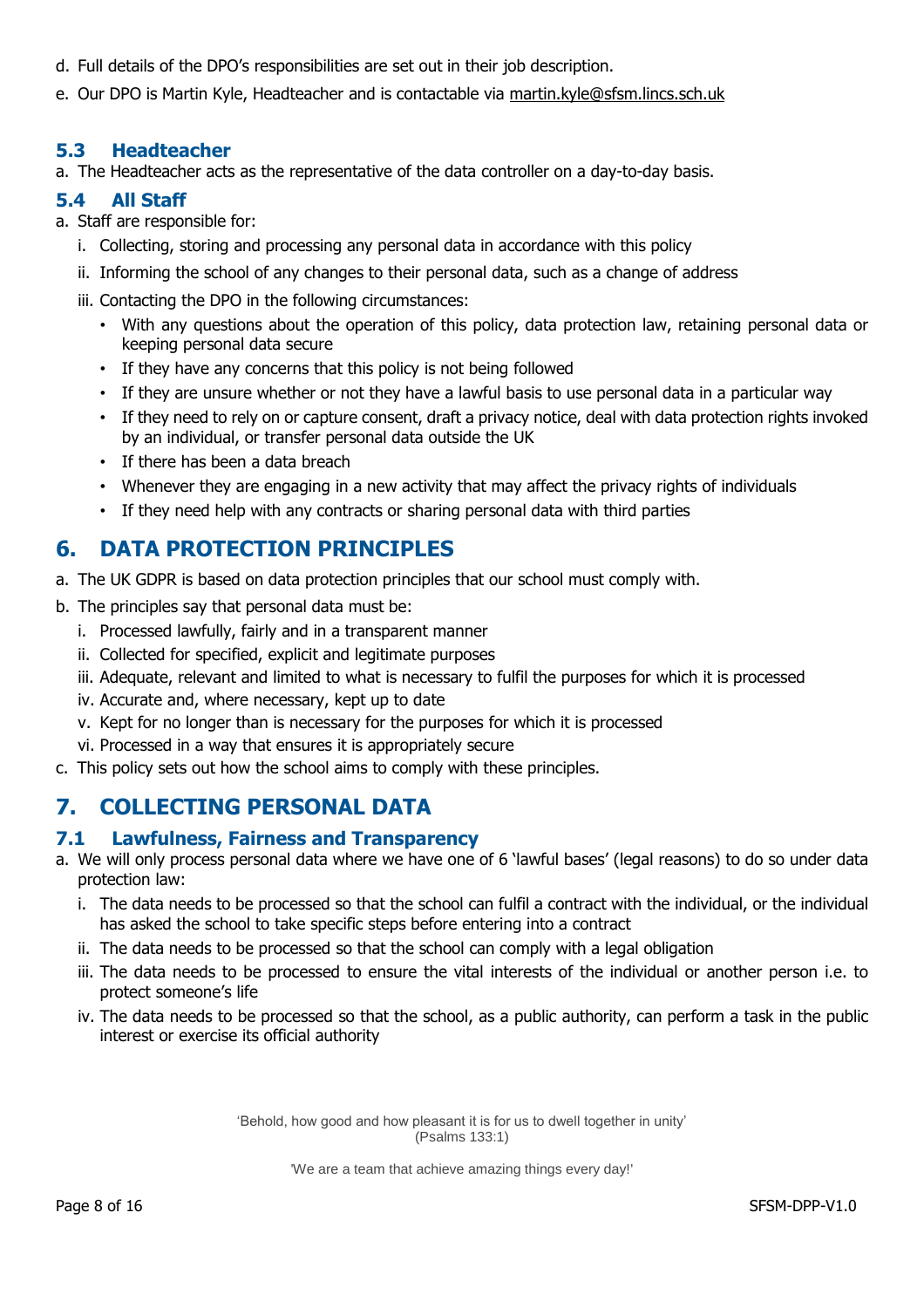d. Full details of the DPO's responsibilities are set out in their job description.

e. Our DPO is Martin Kyle, Headteacher and is contactable via martin.kyle@sfsm.lincs.sch.uk

### 5.3 Headteacher

a. The Headteacher acts as the representative of the data controller on a day-to-day basis.

### 5.4 All Staff

a. Staff are responsible for:

   i. Collecting, storing and processing any personal data in accordance with this policy

   ii. Informing the school of any changes to their personal data, such as a change of address

   iii. Contacting the DPO in the following circumstances:

   - With any questions about the operation of this policy, data protection law, retaining personal data or keeping personal data secure
   - If they have any concerns that this policy is not being followed
   - If they are unsure whether or not they have a lawful basis to use personal data in a particular way
   - If they need to rely on or capture consent, draft a privacy notice, deal with data protection rights invoked by an individual, or transfer personal data outside the UK
   - If there has been a data breach
   - Whenever they are engaging in a new activity that may affect the privacy rights of individuals
   - If they need help with any contracts or sharing personal data with third parties

## 6. DATA PROTECTION PRINCIPLES

a. The UK GDPR is based on data protection principles that our school must comply with.

b. The principles say that personal data must be:

   i. Processed lawfully, fairly and in a transparent manner

   ii. Collected for specified, explicit and legitimate purposes

   iii. Adequate, relevant and limited to what is necessary to fulfil the purposes for which it is processed

   iv. Accurate and, where necessary, kept up to date

   v. Kept for no longer than is necessary for the purposes for which it is processed

   vi. Processed in a way that ensures it is appropriately secure

c. This policy sets out how the school aims to comply with these principles.

## 7. COLLECTING PERSONAL DATA

### 7.1 Lawfulness, Fairness and Transparency

a. We will only process personal data where we have one of 6 'lawful bases' (legal reasons) to do so under data protection law:

   i. The data needs to be processed so that the school can fulfil a contract with the individual, or the individual has asked the school to take specific steps before entering into a contract

   ii. The data needs to be processed so that the school can comply with a legal obligation

   iii. The data needs to be processed to ensure the vital interests of the individual or another person i.e. to protect someone's life

   iv. The data needs to be processed so that the school, as a public authority, can perform a task in the public interest or exercise its official authority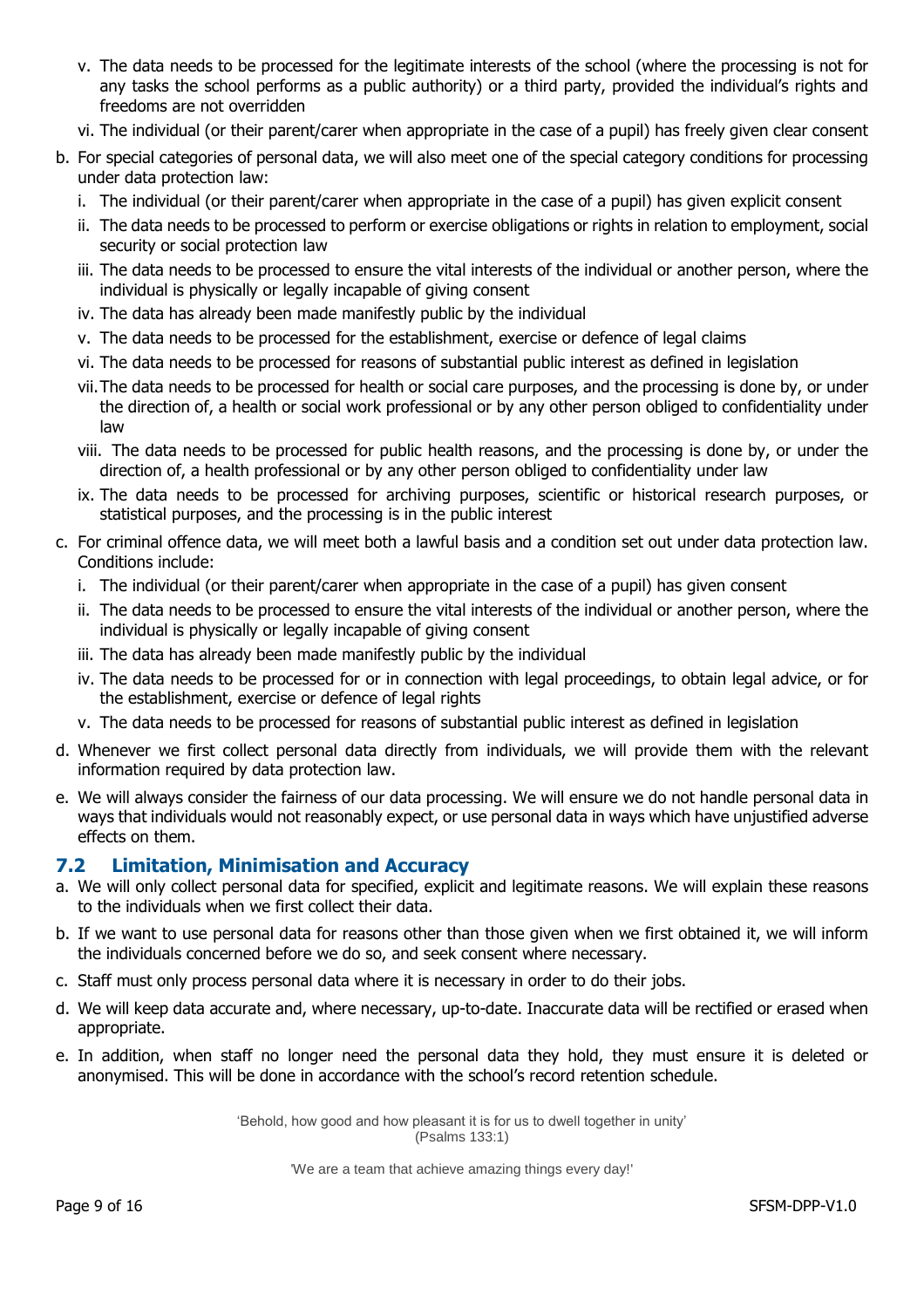v. The data needs to be processed for the legitimate interests of the school (where the processing is not for any tasks the school performs as a public authority) or a third party, provided the individual's rights and freedoms are not overridden
   vi. The individual (or their parent/carer when appropriate in the case of a pupil) has freely given clear consent

b. For special categories of personal data, we will also meet one of the special category conditions for processing under data protection law:
   i. The individual (or their parent/carer when appropriate in the case of a pupil) has given explicit consent
   ii. The data needs to be processed to perform or exercise obligations or rights in relation to employment, social security or social protection law
   iii. The data needs to be processed to ensure the vital interests of the individual or another person, where the individual is physically or legally incapable of giving consent
   iv. The data has already been made manifestly public by the individual
   v. The data needs to be processed for the establishment, exercise or defence of legal claims
   vi. The data needs to be processed for reasons of substantial public interest as defined in legislation
   vii. The data needs to be processed for health or social care purposes, and the processing is done by, or under the direction of, a health or social work professional or by any other person obliged to confidentiality under law
   viii. The data needs to be processed for public health reasons, and the processing is done by, or under the direction of, a health professional or by any other person obliged to confidentiality under law
   ix. The data needs to be processed for archiving purposes, scientific or historical research purposes, or statistical purposes, and the processing is in the public interest

c. For criminal offence data, we will meet both a lawful basis and a condition set out under data protection law. Conditions include:
   i. The individual (or their parent/carer when appropriate in the case of a pupil) has given consent
   ii. The data needs to be processed to ensure the vital interests of the individual or another person, where the individual is physically or legally incapable of giving consent
   iii. The data has already been made manifestly public by the individual
   iv. The data needs to be processed for or in connection with legal proceedings, to obtain legal advice, or for the establishment, exercise or defence of legal rights
   v. The data needs to be processed for reasons of substantial public interest as defined in legislation

d. Whenever we first collect personal data directly from individuals, we will provide them with the relevant information required by data protection law.

e. We will always consider the fairness of our data processing. We will ensure we do not handle personal data in ways that individuals would not reasonably expect, or use personal data in ways which have unjustified adverse effects on them.

## 7.2 Limitation, Minimisation and Accuracy

a. We will only collect personal data for specified, explicit and legitimate reasons. We will explain these reasons to the individuals when we first collect their data.

b. If we want to use personal data for reasons other than those given when we first obtained it, we will inform the individuals concerned before we do so, and seek consent where necessary.

c. Staff must only process personal data where it is necessary in order to do their jobs.

d. We will keep data accurate and, where necessary, up-to-date. Inaccurate data will be rectified or erased when appropriate.

e. In addition, when staff no longer need the personal data they hold, they must ensure it is deleted or anonymised. This will be done in accordance with the school's record retention schedule.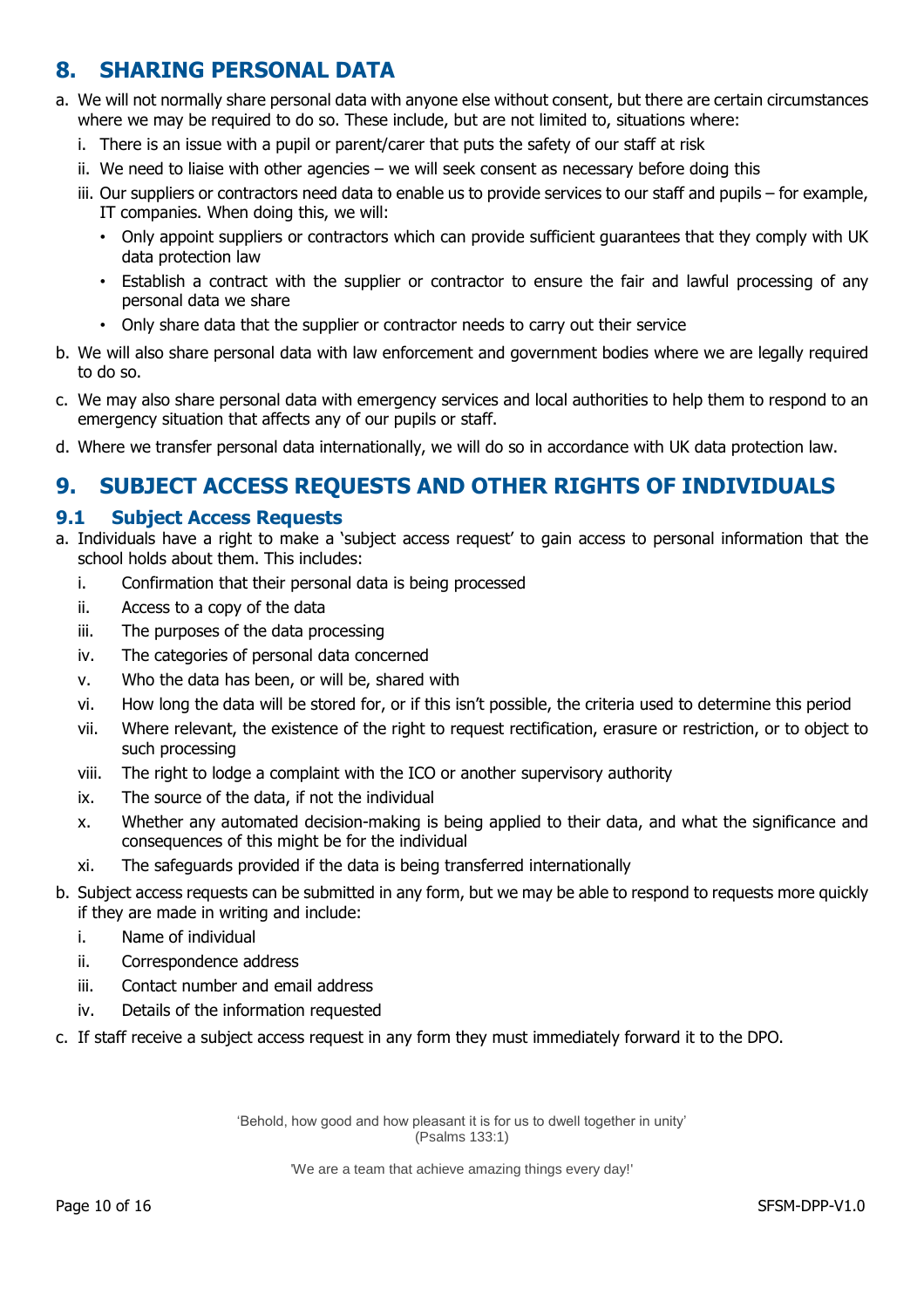## 8. SHARING PERSONAL DATA

a. We will not normally share personal data with anyone else without consent, but there are certain circumstances where we may be required to do so. These include, but are not limited to, situations where:

   i. There is an issue with a pupil or parent/carer that puts the safety of our staff at risk

   ii. We need to liaise with other agencies – we will seek consent as necessary before doing this

   iii. Our suppliers or contractors need data to enable us to provide services to our staff and pupils – for example, IT companies. When doing this, we will:

   - Only appoint suppliers or contractors which can provide sufficient guarantees that they comply with UK data protection law
   - Establish a contract with the supplier or contractor to ensure the fair and lawful processing of any personal data we share
   - Only share data that the supplier or contractor needs to carry out their service

b. We will also share personal data with law enforcement and government bodies where we are legally required to do so.

c. We may also share personal data with emergency services and local authorities to help them to respond to an emergency situation that affects any of our pupils or staff.

d. Where we transfer personal data internationally, we will do so in accordance with UK data protection law.

## 9. SUBJECT ACCESS REQUESTS AND OTHER RIGHTS OF INDIVIDUALS

### 9.1 Subject Access Requests

a. Individuals have a right to make a 'subject access request' to gain access to personal information that the school holds about them. This includes:

   i. Confirmation that their personal data is being processed

   ii. Access to a copy of the data

   iii. The purposes of the data processing

   iv. The categories of personal data concerned

   v. Who the data has been, or will be, shared with

   vi. How long the data will be stored for, or if this isn't possible, the criteria used to determine this period

   vii. Where relevant, the existence of the right to request rectification, erasure or restriction, or to object to such processing

   viii. The right to lodge a complaint with the ICO or another supervisory authority

   ix. The source of the data, if not the individual

   x. Whether any automated decision-making is being applied to their data, and what the significance and consequences of this might be for the individual

   xi. The safeguards provided if the data is being transferred internationally

b. Subject access requests can be submitted in any form, but we may be able to respond to requests more quickly if they are made in writing and include:

   i. Name of individual

   ii. Correspondence address

   iii. Contact number and email address

   iv. Details of the information requested

c. If staff receive a subject access request in any form they must immediately forward it to the DPO.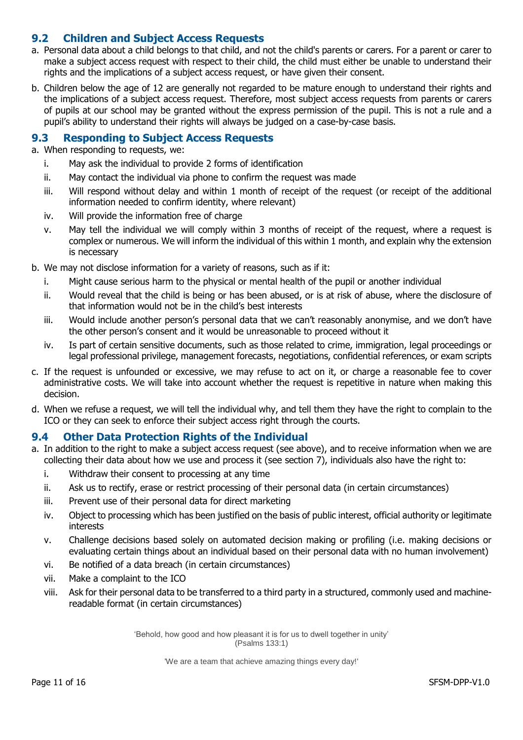## 9.2 Children and Subject Access Requests

a. Personal data about a child belongs to that child, and not the child's parents or carers. For a parent or carer to make a subject access request with respect to their child, the child must either be unable to understand their rights and the implications of a subject access request, or have given their consent.

b. Children below the age of 12 are generally not regarded to be mature enough to understand their rights and the implications of a subject access request. Therefore, most subject access requests from parents or carers of pupils at our school may be granted without the express permission of the pupil. This is not a rule and a pupil's ability to understand their rights will always be judged on a case-by-case basis.

## 9.3 Responding to Subject Access Requests

a. When responding to requests, we:
   i. May ask the individual to provide 2 forms of identification
   ii. May contact the individual via phone to confirm the request was made
   iii. Will respond without delay and within 1 month of receipt of the request (or receipt of the additional information needed to confirm identity, where relevant)
   iv. Will provide the information free of charge
   v. May tell the individual we will comply within 3 months of receipt of the request, where a request is complex or numerous. We will inform the individual of this within 1 month, and explain why the extension is necessary

b. We may not disclose information for a variety of reasons, such as if it:
   i. Might cause serious harm to the physical or mental health of the pupil or another individual
   ii. Would reveal that the child is being or has been abused, or is at risk of abuse, where the disclosure of that information would not be in the child's best interests
   iii. Would include another person's personal data that we can't reasonably anonymise, and we don't have the other person's consent and it would be unreasonable to proceed without it
   iv. Is part of certain sensitive documents, such as those related to crime, immigration, legal proceedings or legal professional privilege, management forecasts, negotiations, confidential references, or exam scripts

c. If the request is unfounded or excessive, we may refuse to act on it, or charge a reasonable fee to cover administrative costs. We will take into account whether the request is repetitive in nature when making this decision.

d. When we refuse a request, we will tell the individual why, and tell them they have the right to complain to the ICO or they can seek to enforce their subject access right through the courts.

## 9.4 Other Data Protection Rights of the Individual

a. In addition to the right to make a subject access request (see above), and to receive information when we are collecting their data about how we use and process it (see section 7), individuals also have the right to:
   i. Withdraw their consent to processing at any time
   ii. Ask us to rectify, erase or restrict processing of their personal data (in certain circumstances)
   iii. Prevent use of their personal data for direct marketing
   iv. Object to processing which has been justified on the basis of public interest, official authority or legitimate interests
   v. Challenge decisions based solely on automated decision making or profiling (i.e. making decisions or evaluating certain things about an individual based on their personal data with no human involvement)
   vi. Be notified of a data breach (in certain circumstances)
   vii. Make a complaint to the ICO
   viii. Ask for their personal data to be transferred to a third party in a structured, commonly used and machine-readable format (in certain circumstances)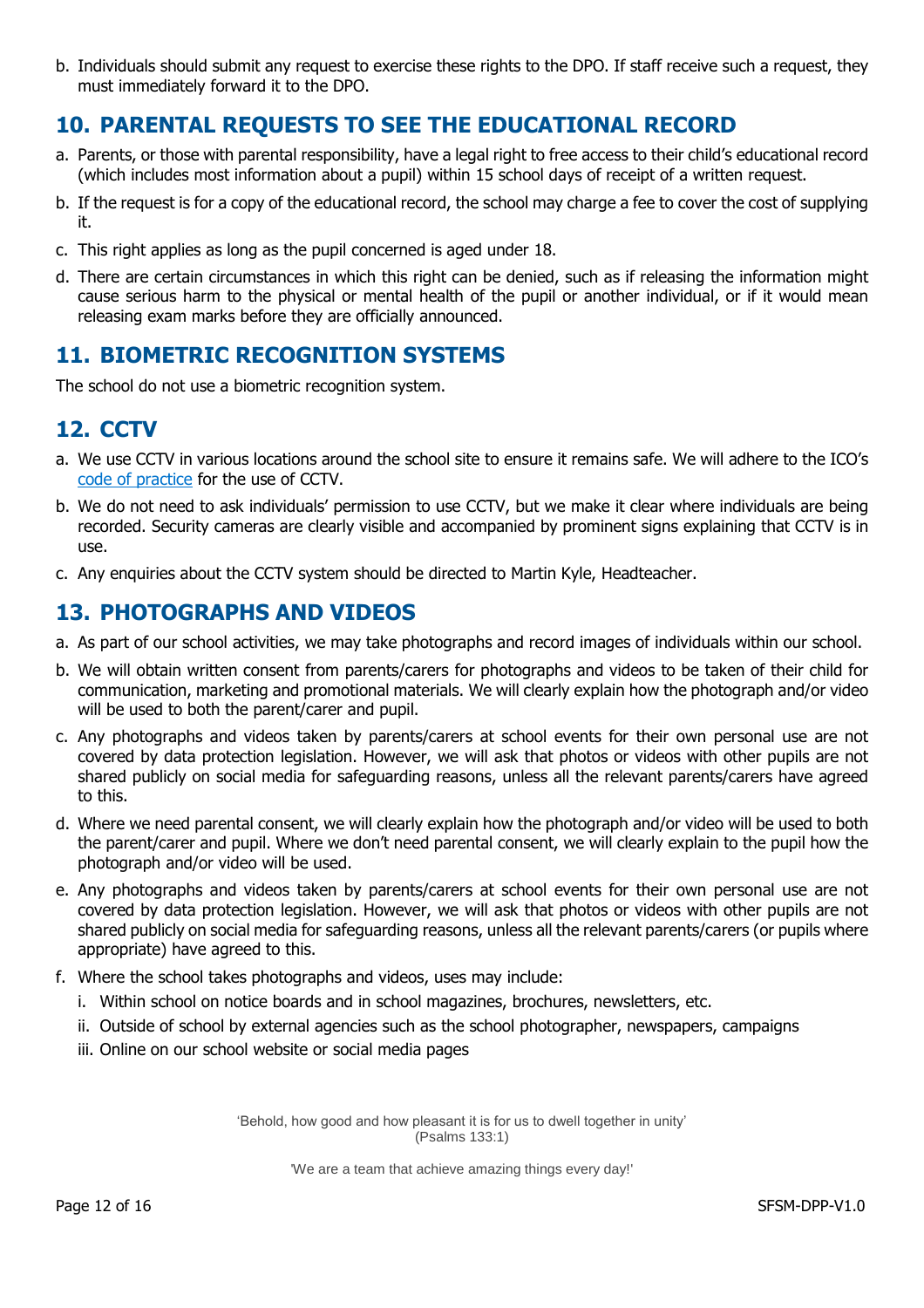b. Individuals should submit any request to exercise these rights to the DPO. If staff receive such a request, they must immediately forward it to the DPO.

## 10. PARENTAL REQUESTS TO SEE THE EDUCATIONAL RECORD

a. Parents, or those with parental responsibility, have a legal right to free access to their child's educational record (which includes most information about a pupil) within 15 school days of receipt of a written request.

b. If the request is for a copy of the educational record, the school may charge a fee to cover the cost of supplying it.

c. This right applies as long as the pupil concerned is aged under 18.

d. There are certain circumstances in which this right can be denied, such as if releasing the information might cause serious harm to the physical or mental health of the pupil or another individual, or if it would mean releasing exam marks before they are officially announced.

## 11. BIOMETRIC RECOGNITION SYSTEMS

The school do not use a biometric recognition system.

## 12. CCTV

a. We use CCTV in various locations around the school site to ensure it remains safe. We will adhere to the ICO's code of practice for the use of CCTV.

b. We do not need to ask individuals' permission to use CCTV, but we make it clear where individuals are being recorded. Security cameras are clearly visible and accompanied by prominent signs explaining that CCTV is in use.

c. Any enquiries about the CCTV system should be directed to Martin Kyle, Headteacher.

## 13. PHOTOGRAPHS AND VIDEOS

a. As part of our school activities, we may take photographs and record images of individuals within our school.

b. We will obtain written consent from parents/carers for photographs and videos to be taken of their child for communication, marketing and promotional materials. We will clearly explain how the photograph and/or video will be used to both the parent/carer and pupil.

c. Any photographs and videos taken by parents/carers at school events for their own personal use are not covered by data protection legislation. However, we will ask that photos or videos with other pupils are not shared publicly on social media for safeguarding reasons, unless all the relevant parents/carers have agreed to this.

d. Where we need parental consent, we will clearly explain how the photograph and/or video will be used to both the parent/carer and pupil. Where we don't need parental consent, we will clearly explain to the pupil how the photograph and/or video will be used.

e. Any photographs and videos taken by parents/carers at school events for their own personal use are not covered by data protection legislation. However, we will ask that photos or videos with other pupils are not shared publicly on social media for safeguarding reasons, unless all the relevant parents/carers (or pupils where appropriate) have agreed to this.

f. Where the school takes photographs and videos, uses may include:
   i. Within school on notice boards and in school magazines, brochures, newsletters, etc.
   ii. Outside of school by external agencies such as the school photographer, newspapers, campaigns
   iii. Online on our school website or social media pages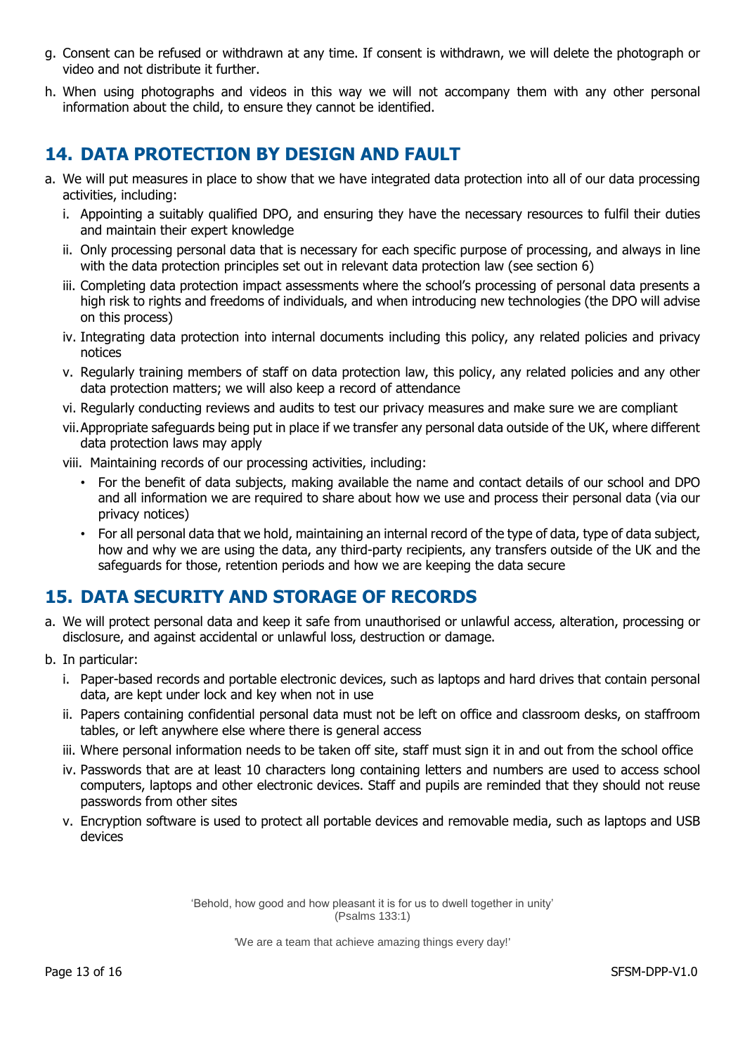g. Consent can be refused or withdrawn at any time. If consent is withdrawn, we will delete the photograph or video and not distribute it further.

h. When using photographs and videos in this way we will not accompany them with any other personal information about the child, to ensure they cannot be identified.

## 14. DATA PROTECTION BY DESIGN AND FAULT

a. We will put measures in place to show that we have integrated data protection into all of our data processing activities, including:

   i. Appointing a suitably qualified DPO, and ensuring they have the necessary resources to fulfil their duties and maintain their expert knowledge

   ii. Only processing personal data that is necessary for each specific purpose of processing, and always in line with the data protection principles set out in relevant data protection law (see section 6)

   iii. Completing data protection impact assessments where the school's processing of personal data presents a high risk to rights and freedoms of individuals, and when introducing new technologies (the DPO will advise on this process)

   iv. Integrating data protection into internal documents including this policy, any related policies and privacy notices

   v. Regularly training members of staff on data protection law, this policy, any related policies and any other data protection matters; we will also keep a record of attendance

   vi. Regularly conducting reviews and audits to test our privacy measures and make sure we are compliant

   vii. Appropriate safeguards being put in place if we transfer any personal data outside of the UK, where different data protection laws may apply

   viii. Maintaining records of our processing activities, including:

   - For the benefit of data subjects, making available the name and contact details of our school and DPO and all information we are required to share about how we use and process their personal data (via our privacy notices)
   - For all personal data that we hold, maintaining an internal record of the type of data, type of data subject, how and why we are using the data, any third-party recipients, any transfers outside of the UK and the safeguards for those, retention periods and how we are keeping the data secure

## 15. DATA SECURITY AND STORAGE OF RECORDS

a. We will protect personal data and keep it safe from unauthorised or unlawful access, alteration, processing or disclosure, and against accidental or unlawful loss, destruction or damage.

b. In particular:

   i. Paper-based records and portable electronic devices, such as laptops and hard drives that contain personal data, are kept under lock and key when not in use

   ii. Papers containing confidential personal data must not be left on office and classroom desks, on staffroom tables, or left anywhere else where there is general access

   iii. Where personal information needs to be taken off site, staff must sign it in and out from the school office

   iv. Passwords that are at least 10 characters long containing letters and numbers are used to access school computers, laptops and other electronic devices. Staff and pupils are reminded that they should not reuse passwords from other sites

   v. Encryption software is used to protect all portable devices and removable media, such as laptops and USB devices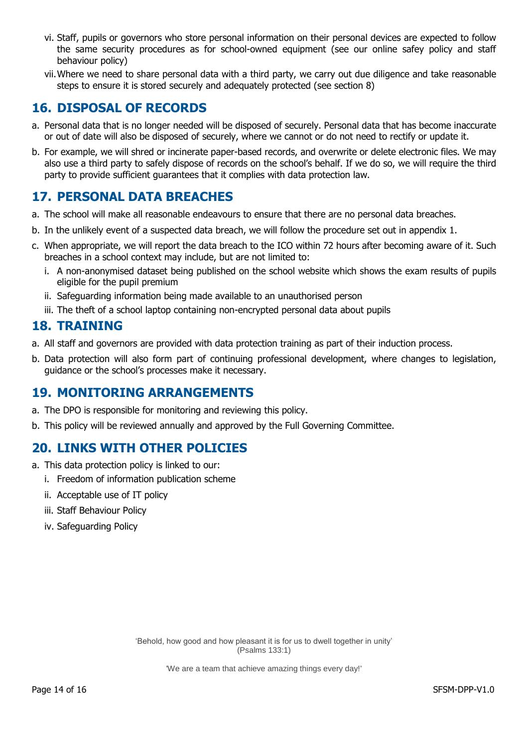vi. Staff, pupils or governors who store personal information on their personal devices are expected to follow the same security procedures as for school-owned equipment (see our online safey policy and staff behaviour policy)

vii. Where we need to share personal data with a third party, we carry out due diligence and take reasonable steps to ensure it is stored securely and adequately protected (see section 8)

## 16. DISPOSAL OF RECORDS

a. Personal data that is no longer needed will be disposed of securely. Personal data that has become inaccurate or out of date will also be disposed of securely, where we cannot or do not need to rectify or update it.

b. For example, we will shred or incinerate paper-based records, and overwrite or delete electronic files. We may also use a third party to safely dispose of records on the school's behalf. If we do so, we will require the third party to provide sufficient guarantees that it complies with data protection law.

## 17. PERSONAL DATA BREACHES

a. The school will make all reasonable endeavours to ensure that there are no personal data breaches.

b. In the unlikely event of a suspected data breach, we will follow the procedure set out in appendix 1.

c. When appropriate, we will report the data breach to the ICO within 72 hours after becoming aware of it. Such breaches in a school context may include, but are not limited to:

   i. A non-anonymised dataset being published on the school website which shows the exam results of pupils eligible for the pupil premium

   ii. Safeguarding information being made available to an unauthorised person

   iii. The theft of a school laptop containing non-encrypted personal data about pupils

## 18. TRAINING

a. All staff and governors are provided with data protection training as part of their induction process.

b. Data protection will also form part of continuing professional development, where changes to legislation, guidance or the school's processes make it necessary.

## 19. MONITORING ARRANGEMENTS

a. The DPO is responsible for monitoring and reviewing this policy.

b. This policy will be reviewed annually and approved by the Full Governing Committee.

## 20. LINKS WITH OTHER POLICIES

a. This data protection policy is linked to our:

   i. Freedom of information publication scheme

   ii. Acceptable use of IT policy

   iii. Staff Behaviour Policy

   iv. Safeguarding Policy

'Behold, how good and how pleasant it is for us to dwell together in unity'
(Psalms 133:1)

'We are a team that achieve amazing things every day!'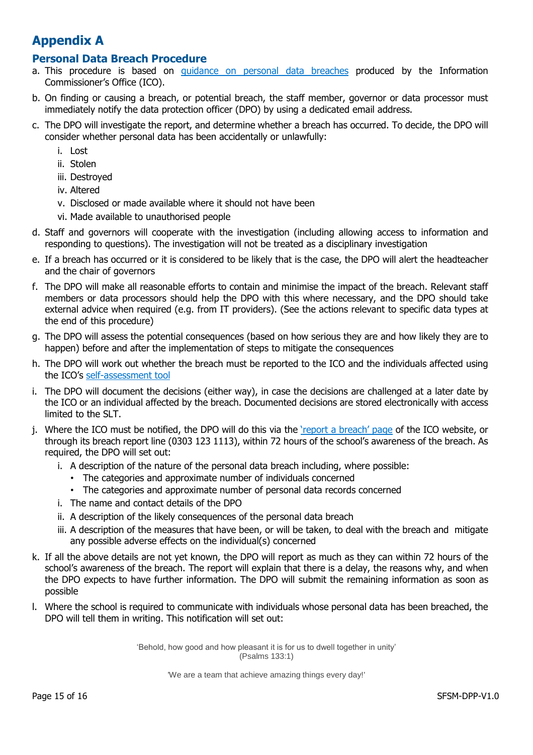# Appendix A

## Personal Data Breach Procedure

a. This procedure is based on [guidance on personal data breaches] produced by the Information Commissioner's Office (ICO).

b. On finding or causing a breach, or potential breach, the staff member, governor or data processor must immediately notify the data protection officer (DPO) by using a dedicated email address.

c. The DPO will investigate the report, and determine whether a breach has occurred. To decide, the DPO will consider whether personal data has been accidentally or unlawfully:

   i. Lost
   ii. Stolen
   iii. Destroyed
   iv. Altered
   v. Disclosed or made available where it should not have been
   vi. Made available to unauthorised people

d. Staff and governors will cooperate with the investigation (including allowing access to information and responding to questions). The investigation will not be treated as a disciplinary investigation

e. If a breach has occurred or it is considered to be likely that is the case, the DPO will alert the headteacher and the chair of governors

f. The DPO will make all reasonable efforts to contain and minimise the impact of the breach. Relevant staff members or data processors should help the DPO with this where necessary, and the DPO should take external advice when required (e.g. from IT providers). (See the actions relevant to specific data types at the end of this procedure)

g. The DPO will assess the potential consequences (based on how serious they are and how likely they are to happen) before and after the implementation of steps to mitigate the consequences

h. The DPO will work out whether the breach must be reported to the ICO and the individuals affected using the ICO's [self-assessment tool]

i. The DPO will document the decisions (either way), in case the decisions are challenged at a later date by the ICO or an individual affected by the breach. Documented decisions are stored electronically with access limited to the SLT.

j. Where the ICO must be notified, the DPO will do this via the ['report a breach' page] of the ICO website, or through its breach report line (0303 123 1113), within 72 hours of the school's awareness of the breach. As required, the DPO will set out:

   i. A description of the nature of the personal data breach including, where possible:
      - The categories and approximate number of individuals concerned
      - The categories and approximate number of personal data records concerned
   i. The name and contact details of the DPO
   ii. A description of the likely consequences of the personal data breach
   iii. A description of the measures that have been, or will be taken, to deal with the breach and mitigate any possible adverse effects on the individual(s) concerned

k. If all the above details are not yet known, the DPO will report as much as they can within 72 hours of the school's awareness of the breach. The report will explain that there is a delay, the reasons why, and when the DPO expects to have further information. The DPO will submit the remaining information as soon as possible

l. Where the school is required to communicate with individuals whose personal data has been breached, the DPO will tell them in writing. This notification will set out:

'Behold, how good and how pleasant it is for us to dwell together in unity'
(Psalms 133:1)

'We are a team that achieve amazing things every day!'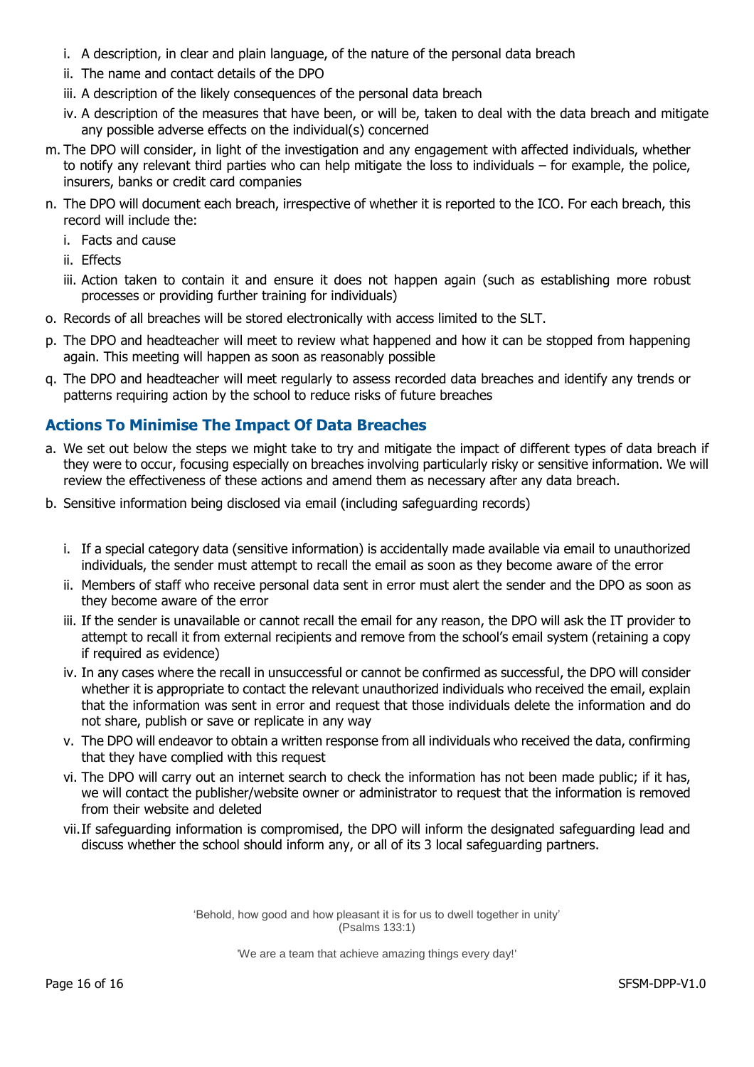i. A description, in clear and plain language, of the nature of the personal data breach
   ii. The name and contact details of the DPO
   iii. A description of the likely consequences of the personal data breach
   iv. A description of the measures that have been, or will be, taken to deal with the data breach and mitigate any possible adverse effects on the individual(s) concerned

m. The DPO will consider, in light of the investigation and any engagement with affected individuals, whether to notify any relevant third parties who can help mitigate the loss to individuals – for example, the police, insurers, banks or credit card companies

n. The DPO will document each breach, irrespective of whether it is reported to the ICO. For each breach, this record will include the:
   i. Facts and cause
   ii. Effects
   iii. Action taken to contain it and ensure it does not happen again (such as establishing more robust processes or providing further training for individuals)

o. Records of all breaches will be stored electronically with access limited to the SLT.

p. The DPO and headteacher will meet to review what happened and how it can be stopped from happening again. This meeting will happen as soon as reasonably possible

q. The DPO and headteacher will meet regularly to assess recorded data breaches and identify any trends or patterns requiring action by the school to reduce risks of future breaches

## Actions To Minimise The Impact Of Data Breaches

a. We set out below the steps we might take to try and mitigate the impact of different types of data breach if they were to occur, focusing especially on breaches involving particularly risky or sensitive information. We will review the effectiveness of these actions and amend them as necessary after any data breach.

b. Sensitive information being disclosed via email (including safeguarding records)
   i. If a special category data (sensitive information) is accidentally made available via email to unauthorized individuals, the sender must attempt to recall the email as soon as they become aware of the error
   ii. Members of staff who receive personal data sent in error must alert the sender and the DPO as soon as they become aware of the error
   iii. If the sender is unavailable or cannot recall the email for any reason, the DPO will ask the IT provider to attempt to recall it from external recipients and remove from the school's email system (retaining a copy if required as evidence)
   iv. In any cases where the recall in unsuccessful or cannot be confirmed as successful, the DPO will consider whether it is appropriate to contact the relevant unauthorized individuals who received the email, explain that the information was sent in error and request that those individuals delete the information and do not share, publish or save or replicate in any way
   v. The DPO will endeavor to obtain a written response from all individuals who received the data, confirming that they have complied with this request
   vi. The DPO will carry out an internet search to check the information has not been made public; if it has, we will contact the publisher/website owner or administrator to request that the information is removed from their website and deleted
   vii. If safeguarding information is compromised, the DPO will inform the designated safeguarding lead and discuss whether the school should inform any, or all of its 3 local safeguarding partners.